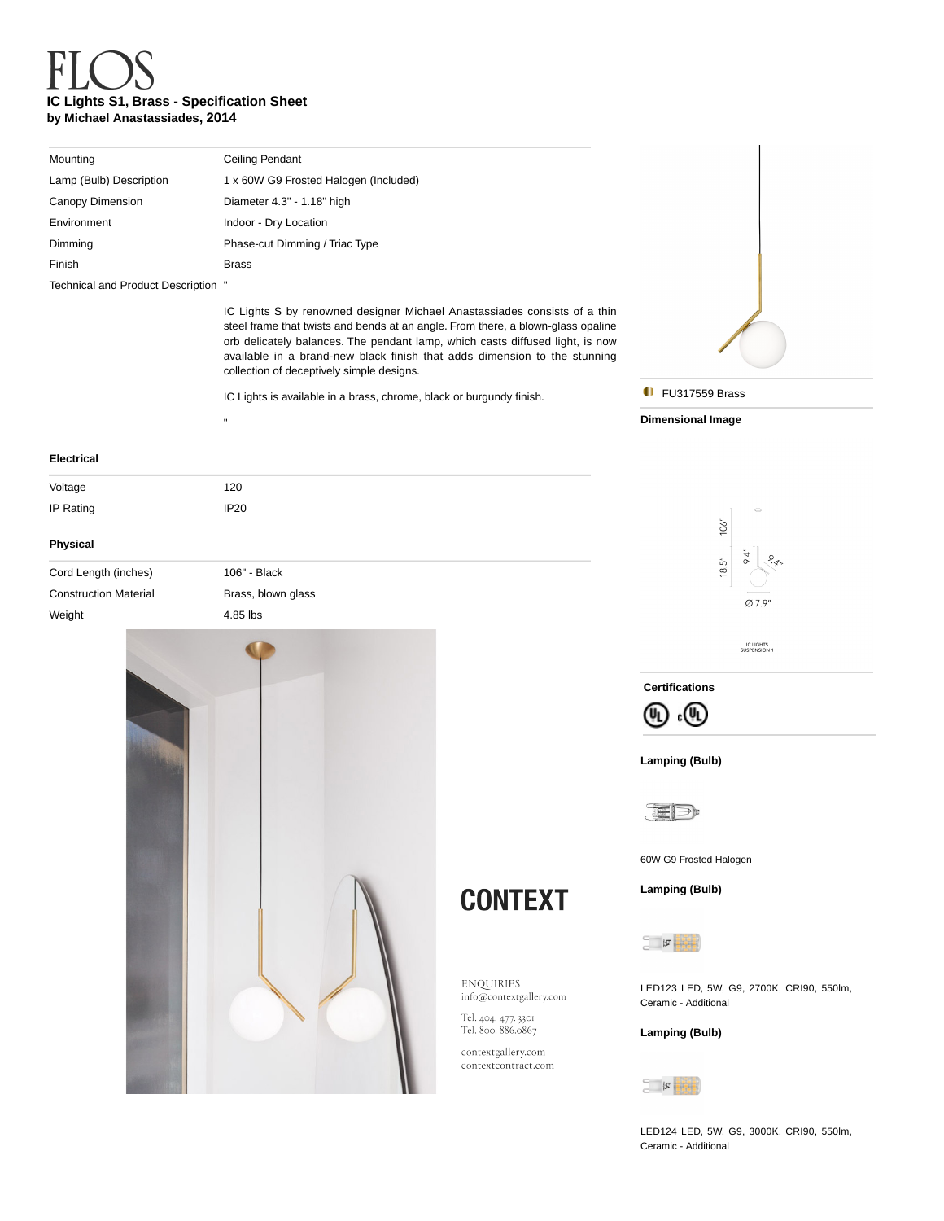# FLOS

**IC Lights S1, Brass - Specification Sheet**
**by Michael Anastassiades, 2014**

| | |
|---|---|
| Mounting | Ceiling Pendant |
| Lamp (Bulb) Description | 1 x 60W G9 Frosted Halogen (Included) |
| Canopy Dimension | Diameter 4.3" - 1.18" high |
| Environment | Indoor - Dry Location |
| Dimming | Phase-cut Dimming / Triac Type |
| Finish | Brass |
| Technical and Product Description | " |

IC Lights S by renowned designer Michael Anastassiades consists of a thin steel frame that twists and bends at an angle. From there, a blown-glass opaline orb delicately balances. The pendant lamp, which casts diffused light, is now available in a brand-new black finish that adds dimension to the stunning collection of deceptively simple designs.

IC Lights is available in a brass, chrome, black or burgundy finish.

"

FU317559 Brass

**Dimensional Image**

106" · 18.5" · 9.4" · 9.4" · Ø 7.9"

IC LIGHTS SUSPENSION 1

### Electrical

| | |
|---|---|
| Voltage | 120 |
| IP Rating | IP20 |

### Physical

| | |
|---|---|
| Cord Length (inches) | 106" - Black |
| Construction Material | Brass, blown glass |
| Weight | 4.85 lbs |

**Certifications**

**Lamping (Bulb)**

60W G9 Frosted Halogen

**Lamping (Bulb)**

LED123 LED, 5W, G9, 2700K, CRI90, 550lm, Ceramic - Additional

**Lamping (Bulb)**

LED124 LED, 5W, G9, 3000K, CRI90, 550lm, Ceramic - Additional

**CONTEXT**

ENQUIRIES
info@contextgallery.com

Tel. 404. 477. 3301
Tel. 800. 886.0867

contextgallery.com
contextcontract.com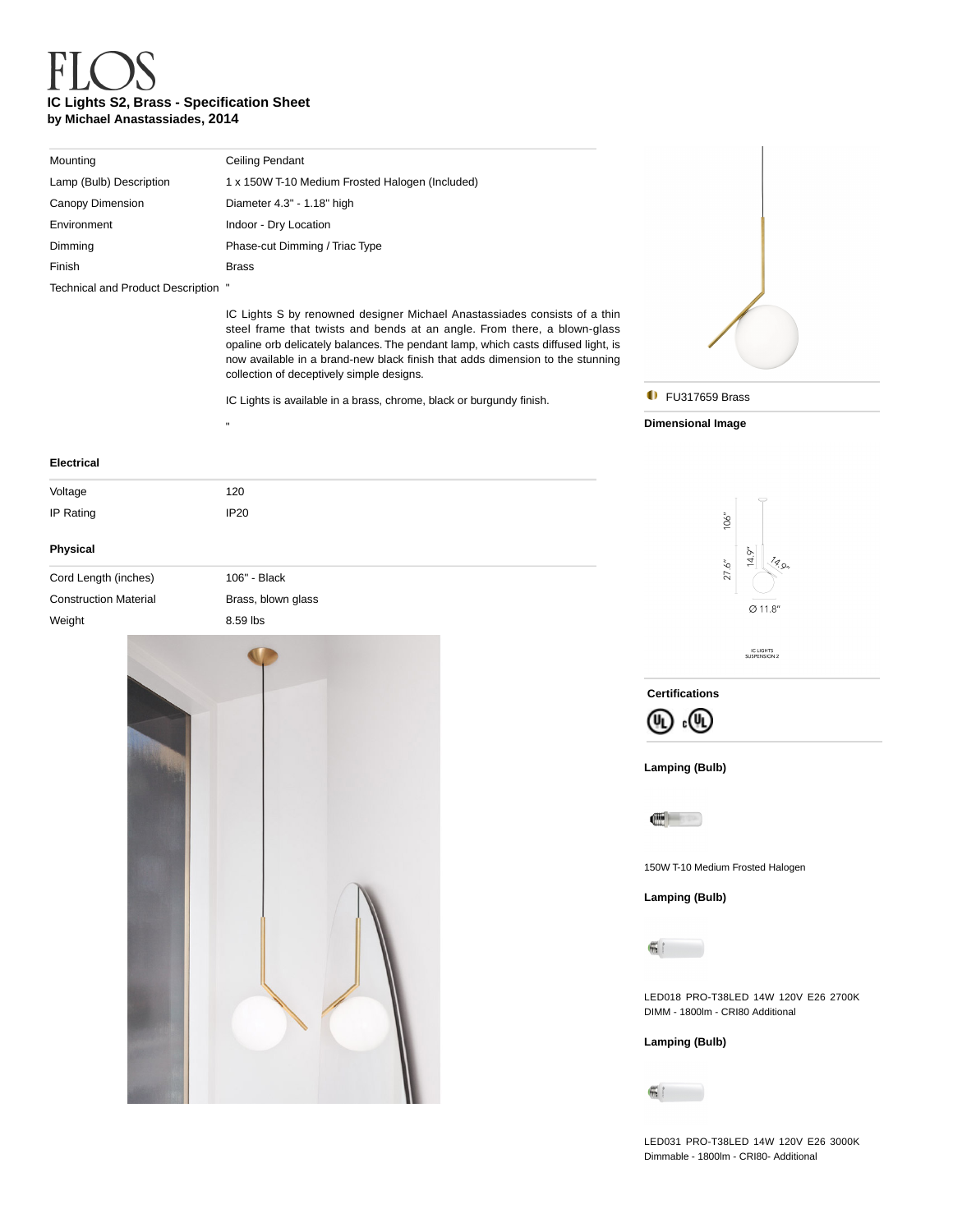# FLOS

**IC Lights S2, Brass - Specification Sheet**
**by Michael Anastassiades, 2014**

| | |
|---|---|
| Mounting | Ceiling Pendant |
| Lamp (Bulb) Description | 1 x 150W T-10 Medium Frosted Halogen (Included) |
| Canopy Dimension | Diameter 4.3" - 1.18" high |
| Environment | Indoor - Dry Location |
| Dimming | Phase-cut Dimming / Triac Type |
| Finish | Brass |
| Technical and Product Description | " |

IC Lights S by renowned designer Michael Anastassiades consists of a thin steel frame that twists and bends at an angle. From there, a blown-glass opaline orb delicately balances. The pendant lamp, which casts diffused light, is now available in a brand-new black finish that adds dimension to the stunning collection of deceptively simple designs.

IC Lights is available in a brass, chrome, black or burgundy finish.

"

FU317659 Brass

**Dimensional Image**

106"
27.6"
14.9"
14.9"
Ø 11.8"

IC LIGHTS SUSPENSION 2

### Electrical

| | |
|---|---|
| Voltage | 120 |
| IP Rating | IP20 |

### Physical

| | |
|---|---|
| Cord Length (inches) | 106" - Black |
| Construction Material | Brass, blown glass |
| Weight | 8.59 lbs |

**Certifications**

**Lamping (Bulb)**

150W T-10 Medium Frosted Halogen

**Lamping (Bulb)**

LED018 PRO-T38LED 14W 120V E26 2700K DIMM - 1800lm - CRI80 Additional

**Lamping (Bulb)**

LED031 PRO-T38LED 14W 120V E26 3000K Dimmable - 1800lm - CRI80- Additional